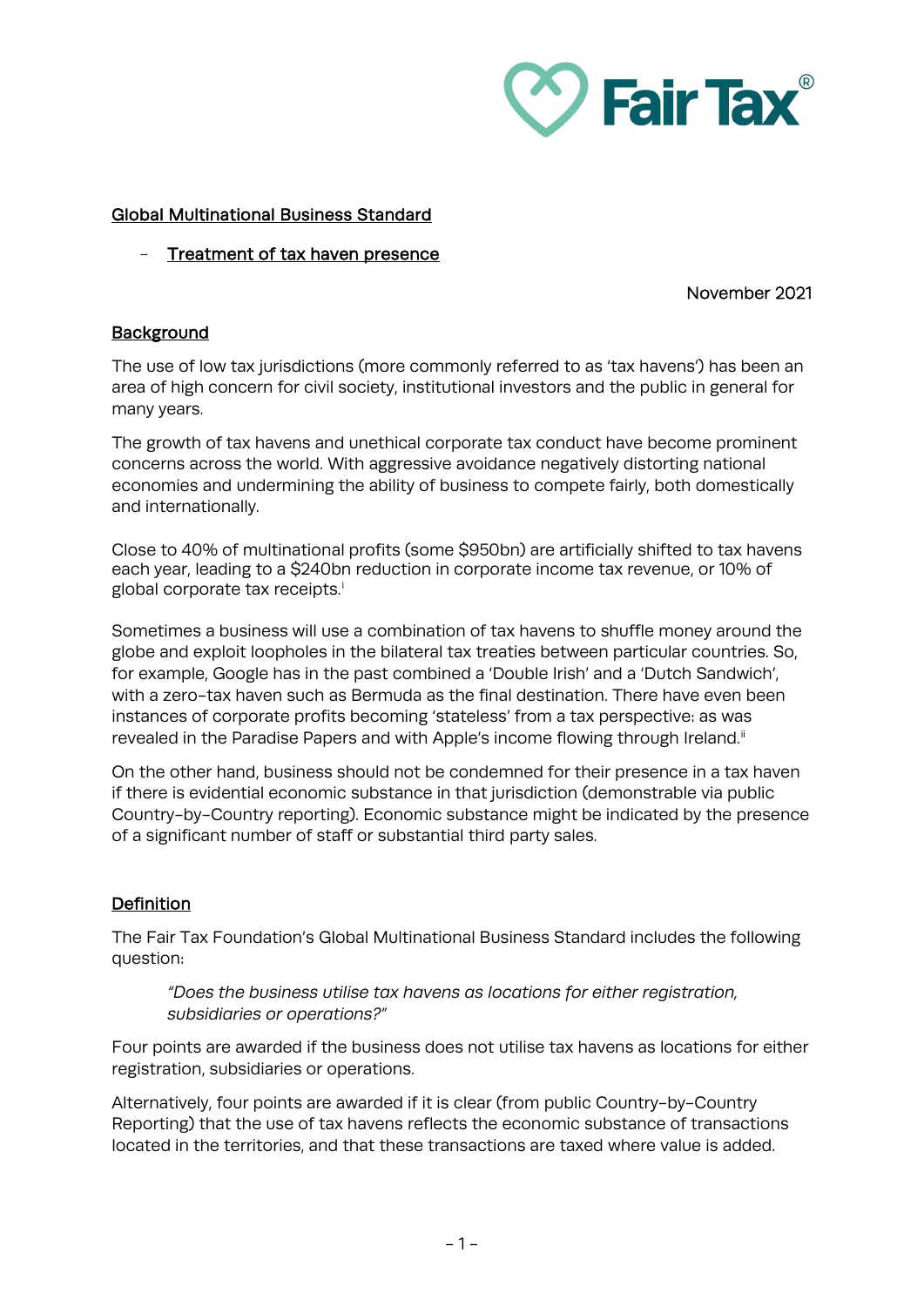Fair Tax®

## Global Multinational Business Standard

- **Treatment of tax haven presence**

November 2021

### Background

The use of low tax jurisdictions (more commonly referred to as 'tax havens') has been an area of high concern for civil society, institutional investors and the public in general for many years.

The growth of tax havens and unethical corporate tax conduct have become prominent concerns across the world. With aggressive avoidance negatively distorting national economies and undermining the ability of business to compete fairly, both domestically and internationally.

Close to 40% of multinational profits (some $950bn) are artificially shifted to tax havens each year, leading to a $240bn reduction in corporate income tax revenue, or 10% of global corporate tax receipts.[i]

Sometimes a business will use a combination of tax havens to shuffle money around the globe and exploit loopholes in the bilateral tax treaties between particular countries. So, for example, Google has in the past combined a 'Double Irish' and a 'Dutch Sandwich', with a zero-tax haven such as Bermuda as the final destination. There have even been instances of corporate profits becoming 'stateless' from a tax perspective: as was revealed in the Paradise Papers and with Apple's income flowing through Ireland.[ii]

On the other hand, business should not be condemned for their presence in a tax haven if there is evidential economic substance in that jurisdiction (demonstrable via public Country-by-Country reporting). Economic substance might be indicated by the presence of a significant number of staff or substantial third party sales.

### Definition

The Fair Tax Foundation's Global Multinational Business Standard includes the following question:

> *"Does the business utilise tax havens as locations for either registration, subsidiaries or operations?"*

Four points are awarded if the business does not utilise tax havens as locations for either registration, subsidiaries or operations.

Alternatively, four points are awarded if it is clear (from public Country-by-Country Reporting) that the use of tax havens reflects the economic substance of transactions located in the territories, and that these transactions are taxed where value is added.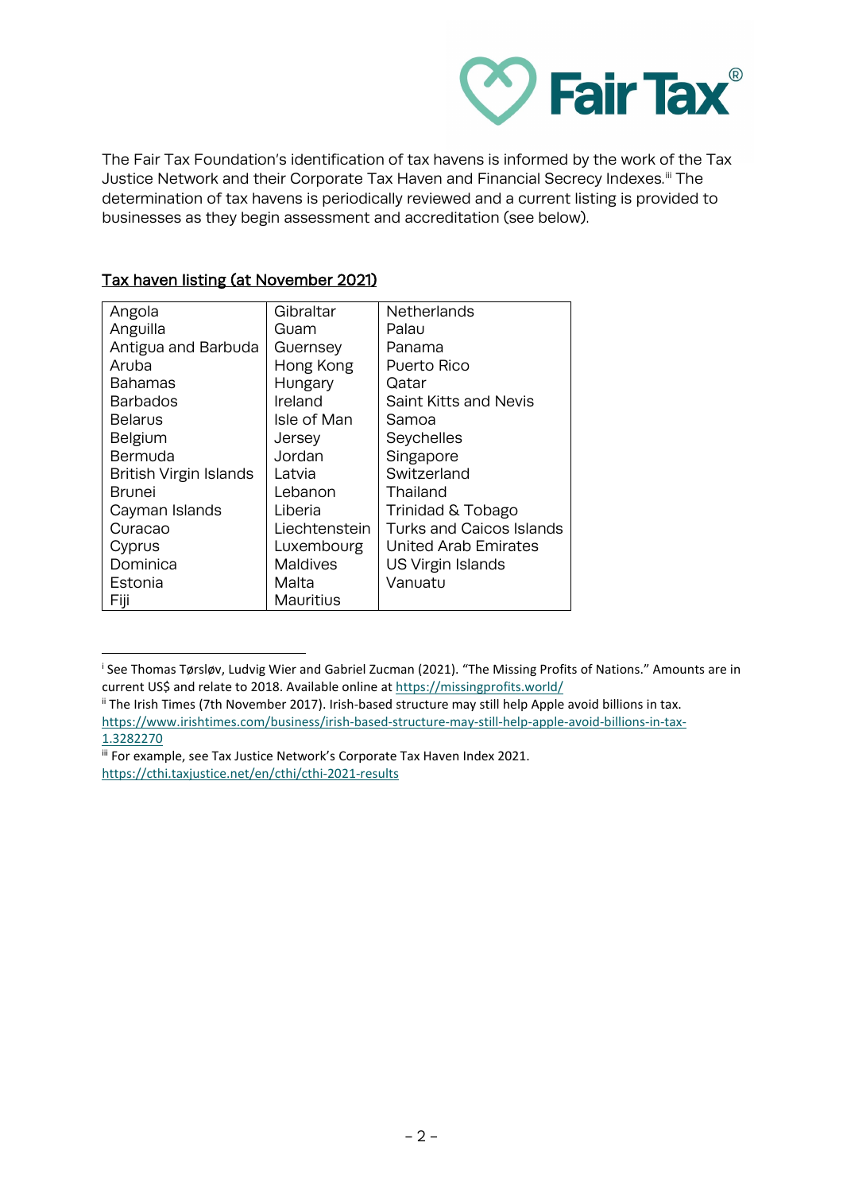The Fair Tax Foundation's identification of tax havens is informed by the work of the Tax Justice Network and their Corporate Tax Haven and Financial Secrecy Indexes.[iii] The determination of tax havens is periodically reviewed and a current listing is provided to businesses as they begin assessment and accreditation (see below).

## Tax haven listing (at November 2021)

| | | |
|---|---|---|
| Angola | Gibraltar | Netherlands |
| Anguilla | Guam | Palau |
| Antigua and Barbuda | Guernsey | Panama |
| Aruba | Hong Kong | Puerto Rico |
| Bahamas | Hungary | Qatar |
| Barbados | Ireland | Saint Kitts and Nevis |
| Belarus | Isle of Man | Samoa |
| Belgium | Jersey | Seychelles |
| Bermuda | Jordan | Singapore |
| British Virgin Islands | Latvia | Switzerland |
| Brunei | Lebanon | Thailand |
| Cayman Islands | Liberia | Trinidad & Tobago |
| Curacao | Liechtenstein | Turks and Caicos Islands |
| Cyprus | Luxembourg | United Arab Emirates |
| Dominica | Maldives | US Virgin Islands |
| Estonia | Malta | Vanuatu |
| Fiji | Mauritius | |

---

[i] See Thomas Tørsløv, Ludvig Wier and Gabriel Zucman (2021). "The Missing Profits of Nations." Amounts are in current US$ and relate to 2018. Available online at https://missingprofits.world/

[ii] The Irish Times (7th November 2017). Irish-based structure may still help Apple avoid billions in tax. https://www.irishtimes.com/business/irish-based-structure-may-still-help-apple-avoid-billions-in-tax-1.3282270

[iii] For example, see Tax Justice Network's Corporate Tax Haven Index 2021. https://cthi.taxjustice.net/en/cthi/cthi-2021-results